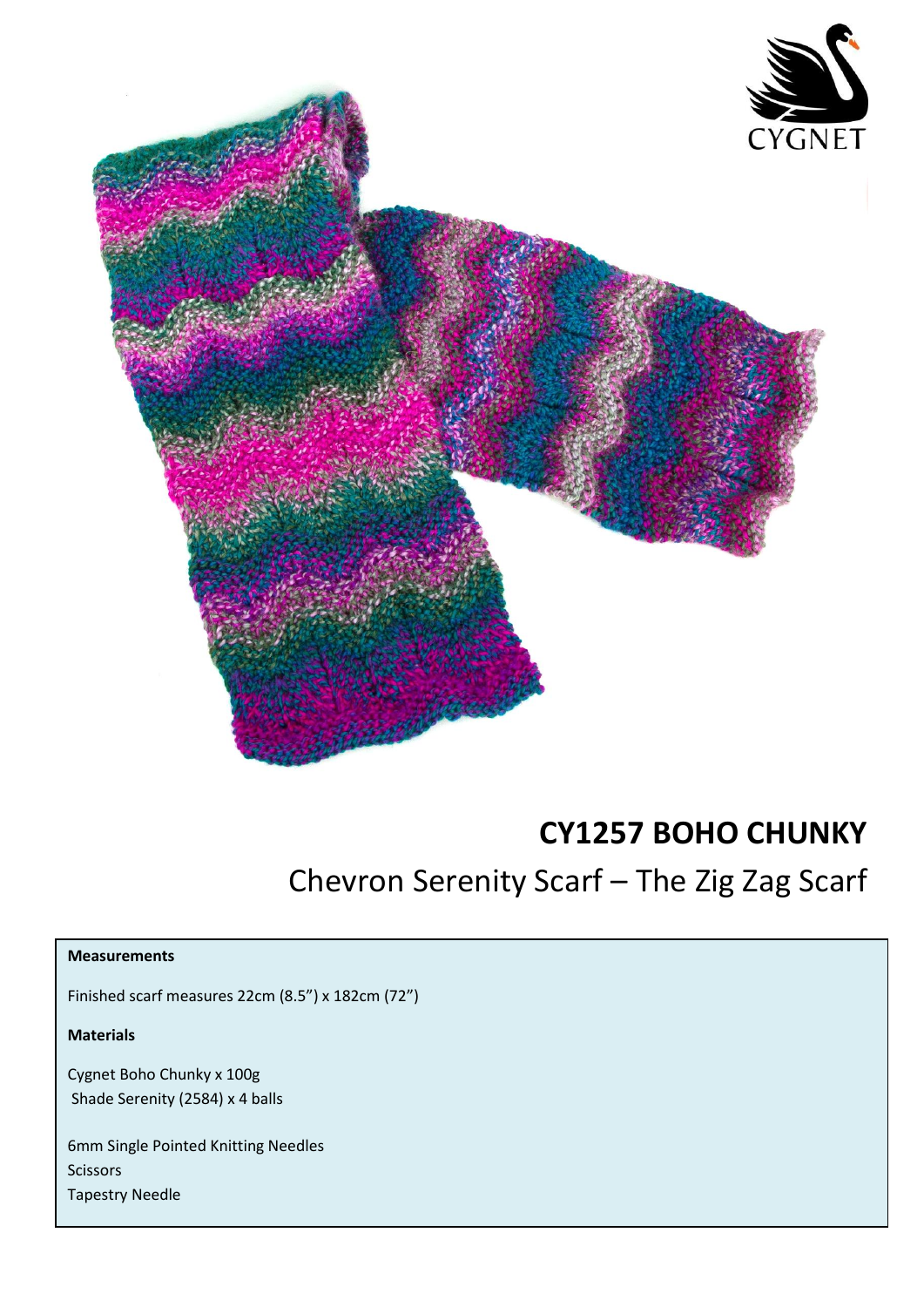CYGNET

# CY1257 BOHO CHUNKY

## Chevron Serenity Scarf – The Zig Zag Scarf

**Measurements**

Finished scarf measures 22cm (8.5”) x 182cm (72”)

**Materials**

Cygnet Boho Chunky x 100g
Shade Serenity (2584) x 4 balls

6mm Single Pointed Knitting Needles
Scissors
Tapestry Needle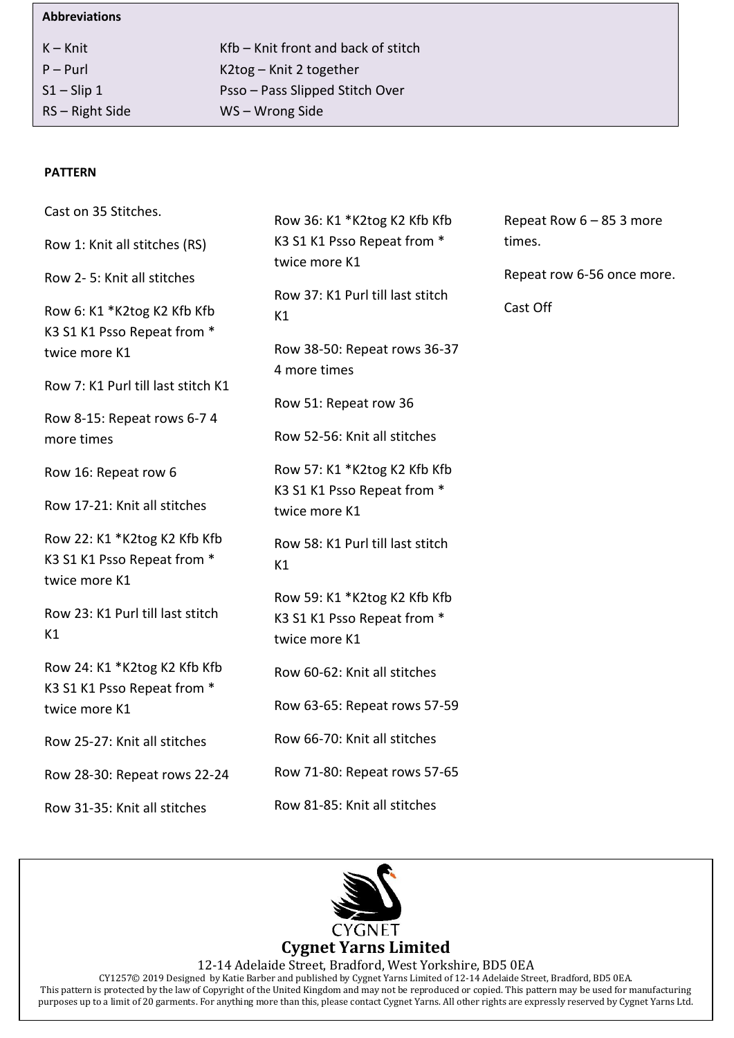**Abbreviations**

| | |
|---|---|
| K – Knit | Kfb – Knit front and back of stitch |
| P – Purl | K2tog – Knit 2 together |
| S1 – Slip 1 | Psso – Pass Slipped Stitch Over |
| RS – Right Side | WS – Wrong Side |

**PATTERN**

Cast on 35 Stitches.

Row 1: Knit all stitches (RS)

Row 2- 5: Knit all stitches

Row 6: K1 *K2tog K2 Kfb Kfb K3 S1 K1 Psso Repeat from * twice more K1

Row 7: K1 Purl till last stitch K1

Row 8-15: Repeat rows 6-7 4 more times

Row 16: Repeat row 6

Row 17-21: Knit all stitches

Row 22: K1 *K2tog K2 Kfb Kfb K3 S1 K1 Psso Repeat from * twice more K1

Row 23: K1 Purl till last stitch K1

Row 24: K1 *K2tog K2 Kfb Kfb K3 S1 K1 Psso Repeat from * twice more K1

Row 25-27: Knit all stitches

Row 28-30: Repeat rows 22-24

Row 31-35: Knit all stitches

Row 36: K1 *K2tog K2 Kfb Kfb K3 S1 K1 Psso Repeat from * twice more K1

Row 37: K1 Purl till last stitch K1

Row 38-50: Repeat rows 36-37 4 more times

Row 51: Repeat row 36

Row 52-56: Knit all stitches

Row 57: K1 *K2tog K2 Kfb Kfb K3 S1 K1 Psso Repeat from * twice more K1

Row 58: K1 Purl till last stitch K1

Row 59: K1 *K2tog K2 Kfb Kfb K3 S1 K1 Psso Repeat from * twice more K1

Row 60-62: Knit all stitches

Row 63-65: Repeat rows 57-59

Row 66-70: Knit all stitches

Row 71-80: Repeat rows 57-65

Row 81-85: Knit all stitches

Repeat Row 6 – 85 3 more times.

Repeat row 6-56 once more.

Cast Off

CYGNET

**Cygnet Yarns Limited**

12-14 Adelaide Street, Bradford, West Yorkshire, BD5 0EA

CY1257© 2019 Designed by Katie Barber and published by Cygnet Yarns Limited of 12-14 Adelaide Street, Bradford, BD5 0EA. This pattern is protected by the law of Copyright of the United Kingdom and may not be reproduced or copied. This pattern may be used for manufacturing purposes up to a limit of 20 garments. For anything more than this, please contact Cygnet Yarns. All other rights are expressly reserved by Cygnet Yarns Ltd.